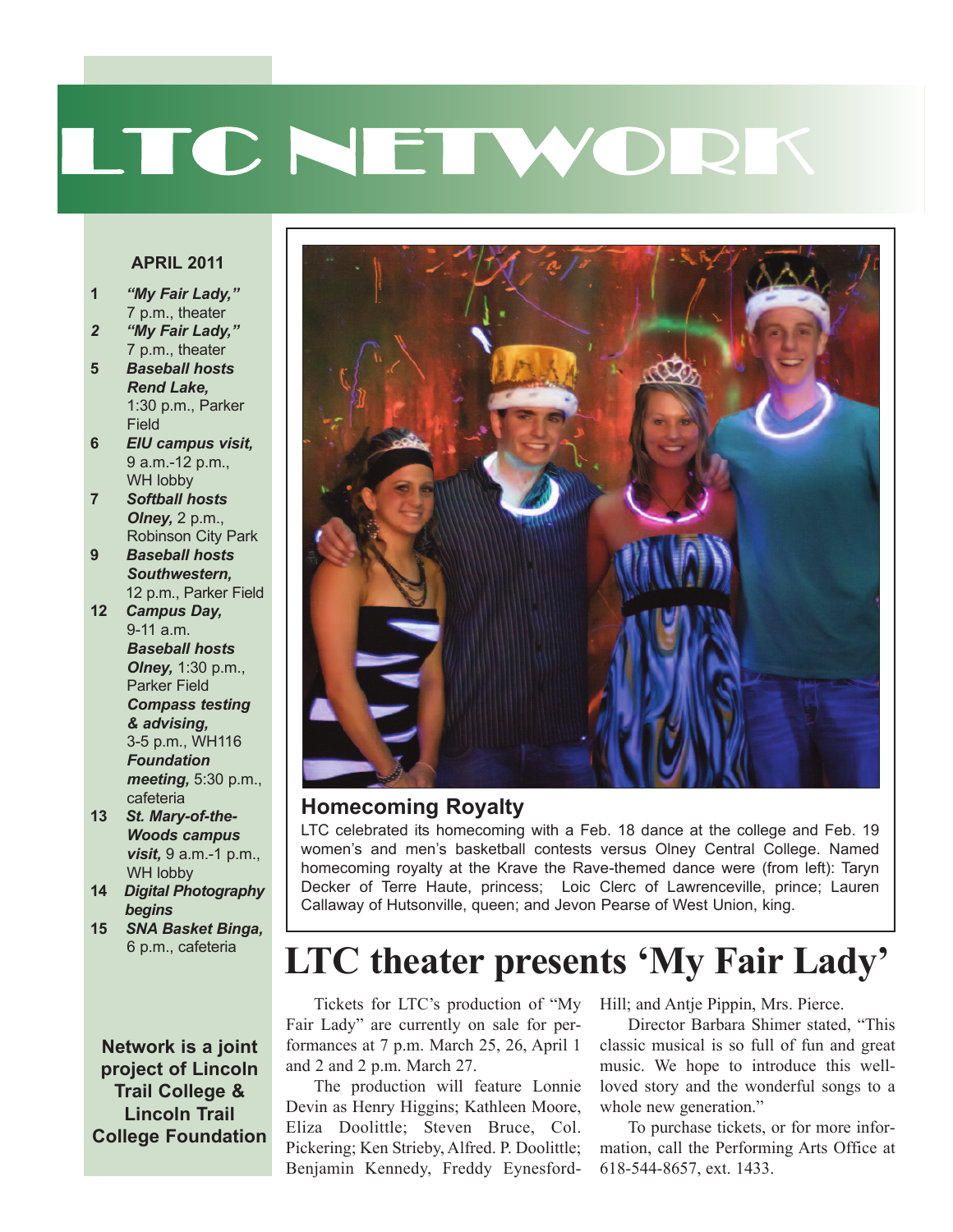# LTC NETWORK

**APRIL 2011**

- **1** ***"My Fair Lady,"*** 7 p.m., theater
- ***2*** ***"My Fair Lady,"*** 7 p.m., theater
- **5** ***Baseball hosts Rend Lake,*** 1:30 p.m., Parker Field
- **6** ***EIU campus visit,*** 9 a.m.-12 p.m., WH lobby
- **7** ***Softball hosts Olney,*** 2 p.m., Robinson City Park
- **9** ***Baseball hosts Southwestern,*** 12 p.m., Parker Field
- **12** ***Campus Day,*** 9-11 a.m.
  ***Baseball hosts Olney,*** 1:30 p.m., Parker Field
  ***Compass testing & advising,*** 3-5 p.m., WH116
  ***Foundation meeting,*** 5:30 p.m., cafeteria
- **13** ***St. Mary-of-the-Woods campus visit,*** 9 a.m.-1 p.m., WH lobby
- **14** ***Digital Photography begins***
- **15** ***SNA Basket Binga,*** 6 p.m., cafeteria

**Network is a joint project of Lincoln Trail College & Lincoln Trail College Foundation**

### Homecoming Royalty

LTC celebrated its homecoming with a Feb. 18 dance at the college and Feb. 19 women's and men's basketball contests versus Olney Central College. Named homecoming royalty at the Krave the Rave-themed dance were (from left): Taryn Decker of Terre Haute, princess; Loic Clerc of Lawrenceville, prince; Lauren Callaway of Hutsonville, queen; and Jevon Pearse of West Union, king.

## LTC theater presents 'My Fair Lady'

Tickets for LTC's production of "My Fair Lady" are currently on sale for performances at 7 p.m. March 25, 26, April 1 and 2 and 2 p.m. March 27.

The production will feature Lonnie Devin as Henry Higgins; Kathleen Moore, Eliza Doolittle; Steven Bruce, Col. Pickering; Ken Strieby, Alfred. P. Doolittle; Benjamin Kennedy, Freddy Eynesford-Hill; and Antje Pippin, Mrs. Pierce.

Director Barbara Shimer stated, "This classic musical is so full of fun and great music. We hope to introduce this well-loved story and the wonderful songs to a whole new generation."

To purchase tickets, or for more information, call the Performing Arts Office at 618-544-8657, ext. 1433.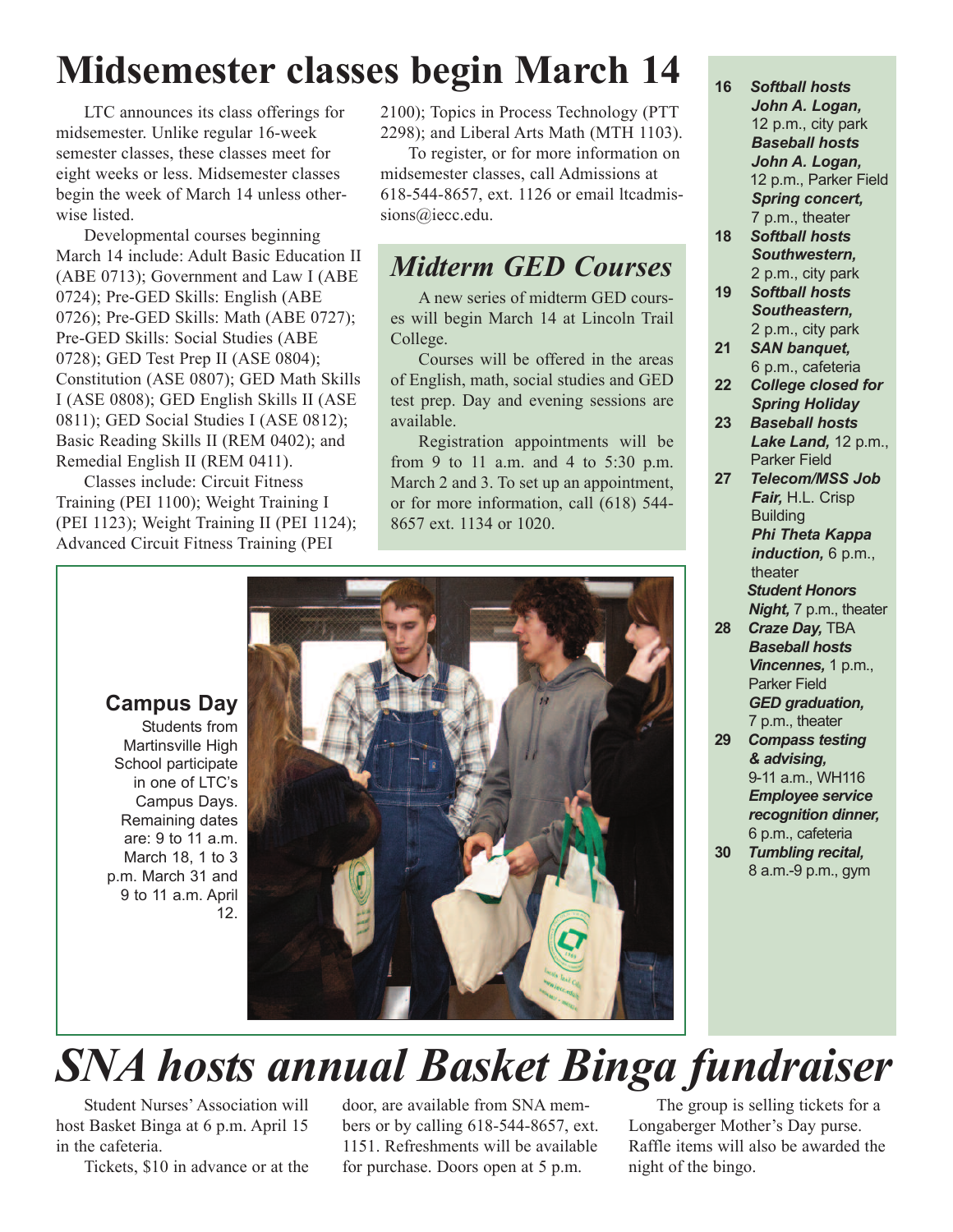# Midsemester classes begin March 14

LTC announces its class offerings for midsemester. Unlike regular 16-week semester classes, these classes meet for eight weeks or less. Midsemester classes begin the week of March 14 unless otherwise listed.

Developmental courses beginning March 14 include: Adult Basic Education II (ABE 0713); Government and Law I (ABE 0724); Pre-GED Skills: English (ABE 0726); Pre-GED Skills: Math (ABE 0727); Pre-GED Skills: Social Studies (ABE 0728); GED Test Prep II (ASE 0804); Constitution (ASE 0807); GED Math Skills I (ASE 0808); GED English Skills II (ASE 0811); GED Social Studies I (ASE 0812); Basic Reading Skills II (REM 0402); and Remedial English II (REM 0411).

Classes include: Circuit Fitness Training (PEI 1100); Weight Training I (PEI 1123); Weight Training II (PEI 1124); Advanced Circuit Fitness Training (PEI 2100); Topics in Process Technology (PTT 2298); and Liberal Arts Math (MTH 1103).

To register, or for more information on midsemester classes, call Admissions at 618-544-8657, ext. 1126 or email ltcadmissions@iecc.edu.

## *Midterm GED Courses*

A new series of midterm GED courses will begin March 14 at Lincoln Trail College.

Courses will be offered in the areas of English, math, social studies and GED test prep. Day and evening sessions are available.

Registration appointments will be from 9 to 11 a.m. and 4 to 5:30 p.m. March 2 and 3. To set up an appointment, or for more information, call (618) 544-8657 ext. 1134 or 1020.

**Campus Day**

Students from Martinsville High School participate in one of LTC's Campus Days. Remaining dates are: 9 to 11 a.m. March 18, 1 to 3 p.m. March 31 and 9 to 11 a.m. April 12.

**16** ***Softball hosts John A. Logan,*** 12 p.m., city park
***Baseball hosts John A. Logan,*** 12 p.m., Parker Field
***Spring concert,*** 7 p.m., theater

**18** ***Softball hosts Southwestern,*** 2 p.m., city park

**19** ***Softball hosts Southeastern,*** 2 p.m., city park

**21** ***SAN banquet,*** 6 p.m., cafeteria

**22** ***College closed for Spring Holiday***

**23** ***Baseball hosts Lake Land,*** 12 p.m., Parker Field

**27** ***Telecom/MSS Job Fair,*** H.L. Crisp Building
***Phi Theta Kappa induction,*** 6 p.m., theater
***Student Honors Night,*** 7 p.m., theater

**28** ***Craze Day,*** TBA
***Baseball hosts Vincennes,*** 1 p.m., Parker Field
***GED graduation,*** 7 p.m., theater

**29** ***Compass testing & advising,*** 9-11 a.m., WH116
***Employee service recognition dinner,*** 6 p.m., cafeteria

**30** ***Tumbling recital,*** 8 a.m.-9 p.m., gym

# *SNA hosts annual Basket Binga fundraiser*

Student Nurses' Association will host Basket Binga at 6 p.m. April 15 in the cafeteria.

Tickets, $10 in advance or at the door, are available from SNA members or by calling 618-544-8657, ext. 1151. Refreshments will be available for purchase. Doors open at 5 p.m.

The group is selling tickets for a Longaberger Mother's Day purse. Raffle items will also be awarded the night of the bingo.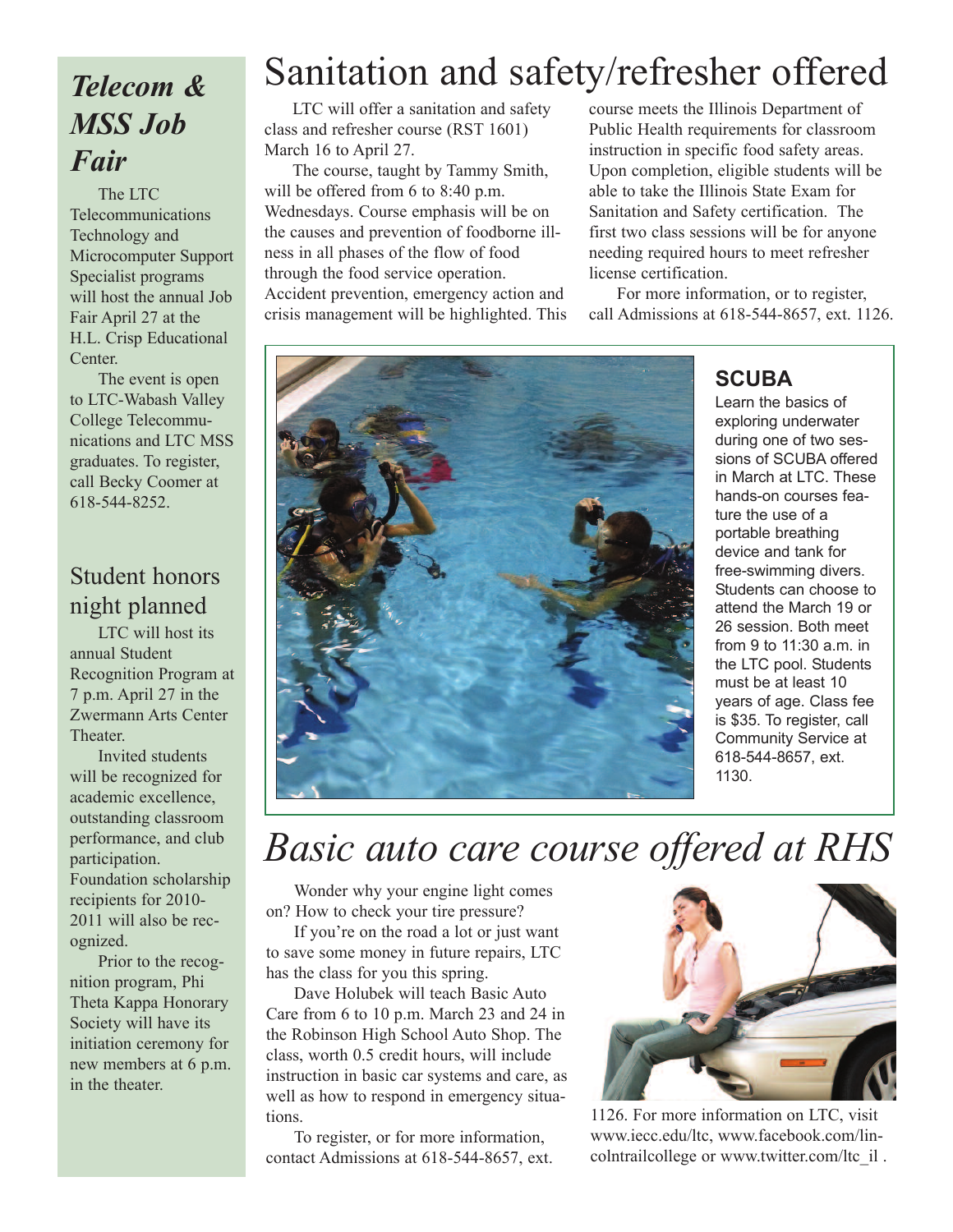# Sanitation and safety/refresher offered

LTC will offer a sanitation and safety class and refresher course (RST 1601) March 16 to April 27.

The course, taught by Tammy Smith, will be offered from 6 to 8:40 p.m. Wednesdays. Course emphasis will be on the causes and prevention of foodborne illness in all phases of the flow of food through the food service operation. Accident prevention, emergency action and crisis management will be highlighted. This course meets the Illinois Department of Public Health requirements for classroom instruction in specific food safety areas. Upon completion, eligible students will be able to take the Illinois State Exam for Sanitation and Safety certification. The first two class sessions will be for anyone needing required hours to meet refresher license certification.

For more information, or to register, call Admissions at 618-544-8657, ext. 1126.

## SCUBA

Learn the basics of exploring underwater during one of two sessions of SCUBA offered in March at LTC. These hands-on courses feature the use of a portable breathing device and tank for free-swimming divers. Students can choose to attend the March 19 or 26 session. Both meet from 9 to 11:30 a.m. in the LTC pool. Students must be at least 10 years of age. Class fee is $35. To register, call Community Service at 618-544-8657, ext. 1130.

# *Basic auto care course offered at RHS*

Wonder why your engine light comes on? How to check your tire pressure?

If you're on the road a lot or just want to save some money in future repairs, LTC has the class for you this spring.

Dave Holubek will teach Basic Auto Care from 6 to 10 p.m. March 23 and 24 in the Robinson High School Auto Shop. The class, worth 0.5 credit hours, will include instruction in basic car systems and care, as well as how to respond in emergency situations.

To register, or for more information, contact Admissions at 618-544-8657, ext. 1126. For more information on LTC, visit www.iecc.edu/ltc, www.facebook.com/lincolntrailcollege or www.twitter.com/ltc_il .

## *Telecom & MSS Job Fair*

The LTC Telecommunications Technology and Microcomputer Support Specialist programs will host the annual Job Fair April 27 at the H.L. Crisp Educational Center.

The event is open to LTC-Wabash Valley College Telecommunications and LTC MSS graduates. To register, call Becky Coomer at 618-544-8252.

## Student honors night planned

LTC will host its annual Student Recognition Program at 7 p.m. April 27 in the Zwermann Arts Center Theater.

Invited students will be recognized for academic excellence, outstanding classroom performance, and club participation. Foundation scholarship recipients for 2010-2011 will also be recognized.

Prior to the recognition program, Phi Theta Kappa Honorary Society will have its initiation ceremony for new members at 6 p.m. in the theater.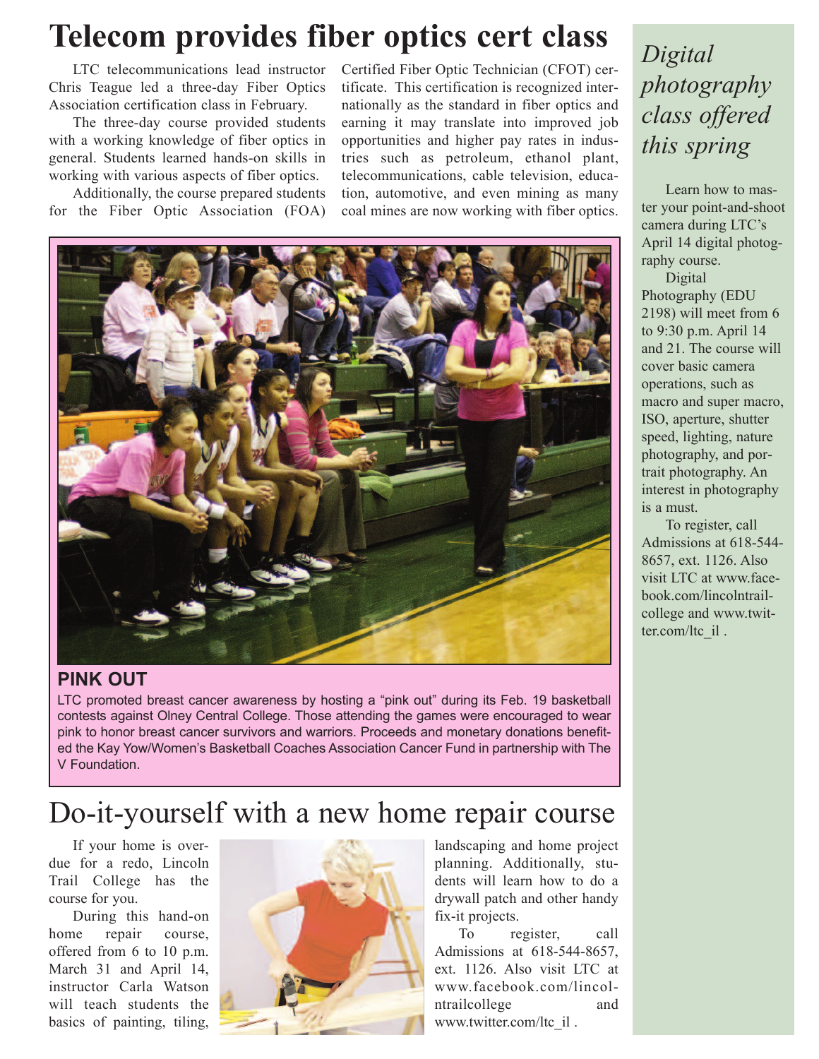# Telecom provides fiber optics cert class

LTC telecommunications lead instructor Chris Teague led a three-day Fiber Optics Association certification class in February.

The three-day course provided students with a working knowledge of fiber optics in general. Students learned hands-on skills in working with various aspects of fiber optics.

Additionally, the course prepared students for the Fiber Optic Association (FOA) Certified Fiber Optic Technician (CFOT) certificate. This certification is recognized internationally as the standard in fiber optics and earning it may translate into improved job opportunities and higher pay rates in industries such as petroleum, ethanol plant, telecommunications, cable television, education, automotive, and even mining as many coal mines are now working with fiber optics.

**PINK OUT**

LTC promoted breast cancer awareness by hosting a "pink out" during its Feb. 19 basketball contests against Olney Central College. Those attending the games were encouraged to wear pink to honor breast cancer survivors and warriors. Proceeds and monetary donations benefited the Kay Yow/Women's Basketball Coaches Association Cancer Fund in partnership with The V Foundation.

# Do-it-yourself with a new home repair course

If your home is overdue for a redo, Lincoln Trail College has the course for you.

During this hand-on home repair course, offered from 6 to 10 p.m. March 31 and April 14, instructor Carla Watson will teach students the basics of painting, tiling, landscaping and home project planning. Additionally, students will learn how to do a drywall patch and other handy fix-it projects.

To register, call Admissions at 618-544-8657, ext. 1126. Also visit LTC at www.facebook.com/lincolntrailcollege and www.twitter.com/ltc_il .

## *Digital photography class offered this spring*

Learn how to master your point-and-shoot camera during LTC's April 14 digital photography course.

Digital Photography (EDU 2198) will meet from 6 to 9:30 p.m. April 14 and 21. The course will cover basic camera operations, such as macro and super macro, ISO, aperture, shutter speed, lighting, nature photography, and portrait photography. An interest in photography is a must.

To register, call Admissions at 618-544-8657, ext. 1126. Also visit LTC at www.facebook.com/lincolntrailcollege and www.twitter.com/ltc_il .